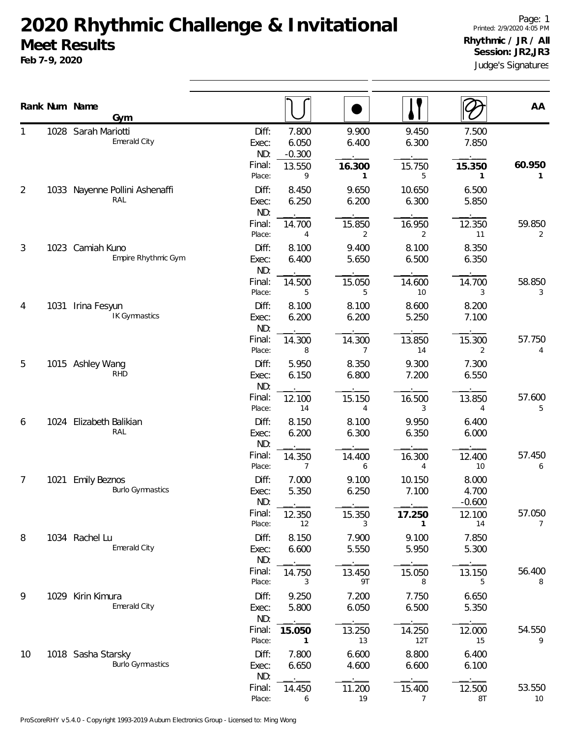# 2020 Rhythmic Challenge & Invitational

## Meet Results

**Feb 7-9, 2020**

Printed: 2/9/2020 4:05 PM

**Rhythmic / JR / All**
**Session: JR2,JR3**

Judge's Signatures

| Rank | Num | Name / Gym | | Hoop | Ball | Clubs | Ribbon | AA |
|---|---|---|---|---|---|---|---|---|
| 1 | 1028 | Sarah Mariotti<br>Emerald City | Diff: | 7.800 | 9.900 | 9.450 | 7.500 | |
| | | | Exec: | 6.050 | 6.400 | 6.300 | 7.850 | |
| | | | ND: | -0.300 | | | | |
| | | | Final: | 13.550 | **16.300** | 15.750 | **15.350** | **60.950** |
| | | | Place: | 9 | **1** | 5 | **1** | **1** |
| 2 | 1033 | Nayenne Pollini Ashenaffi<br>RAL | Diff: | 8.450 | 9.650 | 10.650 | 6.500 | |
| | | | Exec: | 6.250 | 6.200 | 6.300 | 5.850 | |
| | | | ND: | | | | | |
| | | | Final: | 14.700 | 15.850 | 16.950 | 12.350 | 59.850 |
| | | | Place: | 4 | 2 | 2 | 11 | 2 |
| 3 | 1023 | Camiah Kuno<br>Empire Rhythmic Gym | Diff: | 8.100 | 9.400 | 8.100 | 8.350 | |
| | | | Exec: | 6.400 | 5.650 | 6.500 | 6.350 | |
| | | | ND: | | | | | |
| | | | Final: | 14.500 | 15.050 | 14.600 | 14.700 | 58.850 |
| | | | Place: | 5 | 5 | 10 | 3 | 3 |
| 4 | 1031 | Irina Fesyun<br>IK Gymnastics | Diff: | 8.100 | 8.100 | 8.600 | 8.200 | |
| | | | Exec: | 6.200 | 6.200 | 5.250 | 7.100 | |
| | | | ND: | | | | | |
| | | | Final: | 14.300 | 14.300 | 13.850 | 15.300 | 57.750 |
| | | | Place: | 8 | 7 | 14 | 2 | 4 |
| 5 | 1015 | Ashley Wang<br>RHD | Diff: | 5.950 | 8.350 | 9.300 | 7.300 | |
| | | | Exec: | 6.150 | 6.800 | 7.200 | 6.550 | |
| | | | ND: | | | | | |
| | | | Final: | 12.100 | 15.150 | 16.500 | 13.850 | 57.600 |
| | | | Place: | 14 | 4 | 3 | 4 | 5 |
| 6 | 1024 | Elizabeth Balikian<br>RAL | Diff: | 8.150 | 8.100 | 9.950 | 6.400 | |
| | | | Exec: | 6.200 | 6.300 | 6.350 | 6.000 | |
| | | | ND: | | | | | |
| | | | Final: | 14.350 | 14.400 | 16.300 | 12.400 | 57.450 |
| | | | Place: | 7 | 6 | 4 | 10 | 6 |
| 7 | 1021 | Emily Beznos<br>Burlo Gymnastics | Diff: | 7.000 | 9.100 | 10.150 | 8.000 | |
| | | | Exec: | 5.350 | 6.250 | 7.100 | 4.700 | |
| | | | ND: | | | | -0.600 | |
| | | | Final: | 12.350 | 15.350 | **17.250** | 12.100 | 57.050 |
| | | | Place: | 12 | 3 | **1** | 14 | 7 |
| 8 | 1034 | Rachel Lu<br>Emerald City | Diff: | 8.150 | 7.900 | 9.100 | 7.850 | |
| | | | Exec: | 6.600 | 5.550 | 5.950 | 5.300 | |
| | | | ND: | | | | | |
| | | | Final: | 14.750 | 13.450 | 15.050 | 13.150 | 56.400 |
| | | | Place: | 3 | 9T | 8 | 5 | 8 |
| 9 | 1029 | Kirin Kimura<br>Emerald City | Diff: | 9.250 | 7.200 | 7.750 | 6.650 | |
| | | | Exec: | 5.800 | 6.050 | 6.500 | 5.350 | |
| | | | ND: | | | | | |
| | | | Final: | **15.050** | 13.250 | 14.250 | 12.000 | 54.550 |
| | | | Place: | **1** | 13 | 12T | 15 | 9 |
| 10 | 1018 | Sasha Starsky<br>Burlo Gymnastics | Diff: | 7.800 | 6.600 | 8.800 | 6.400 | |
| | | | Exec: | 6.650 | 4.600 | 6.600 | 6.100 | |
| | | | ND: | | | | | |
| | | | Final: | 14.450 | 11.200 | 15.400 | 12.500 | 53.550 |
| | | | Place: | 6 | 19 | 7 | 8T | 10 |

ProScoreRHY v5.4.0 - Copyright 1993-2019 Auburn Electronics Group - Licensed to: Ming Wong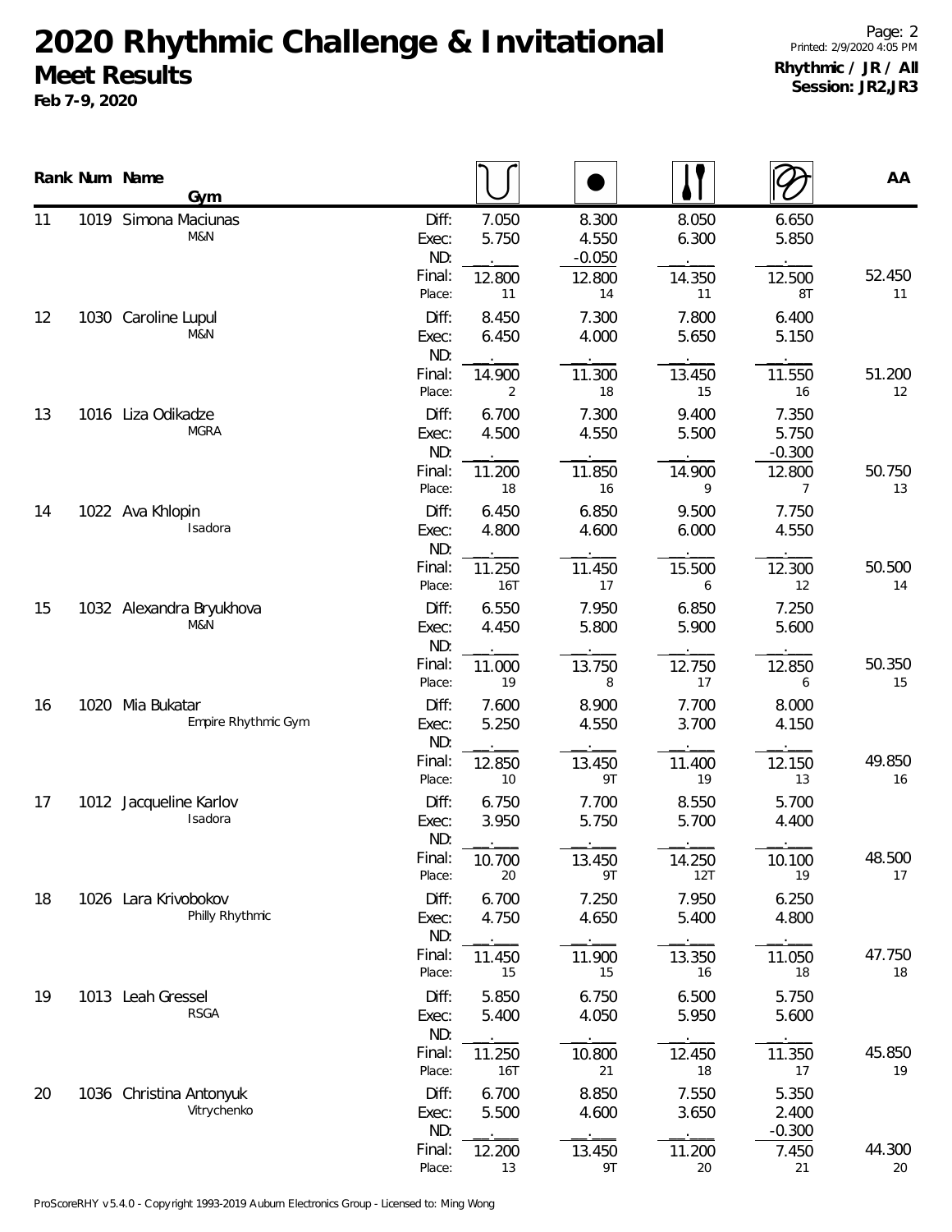# 2020 Rhythmic Challenge & Invitational

## Meet Results

**Feb 7-9, 2020**

Printed: 2/9/2020 4:05 PM

**Rhythmic / JR / All**
**Session: JR2,JR3**

| Rank | Num | Name / Gym | | Hoop | Ball | Clubs | Ribbon | AA |
|---|---|---|---|---|---|---|---|---|
| 11 | 1019 | Simona Maciunas | Diff: | 7.050 | 8.300 | 8.050 | 6.650 | |
| | | M&N | Exec: | 5.750 | 4.550 | 6.300 | 5.850 | |
| | | | ND: | | -0.050 | | | |
| | | | Final: | 12.800 | 12.800 | 14.350 | 12.500 | 52.450 |
| | | | Place: | 11 | 14 | 11 | 8T | 11 |
| 12 | 1030 | Caroline Lupul | Diff: | 8.450 | 7.300 | 7.800 | 6.400 | |
| | | M&N | Exec: | 6.450 | 4.000 | 5.650 | 5.150 | |
| | | | ND: | | | | | |
| | | | Final: | 14.900 | 11.300 | 13.450 | 11.550 | 51.200 |
| | | | Place: | 2 | 18 | 15 | 16 | 12 |
| 13 | 1016 | Liza Odikadze | Diff: | 6.700 | 7.300 | 9.400 | 7.350 | |
| | | MGRA | Exec: | 4.500 | 4.550 | 5.500 | 5.750 | |
| | | | ND: | | | | -0.300 | |
| | | | Final: | 11.200 | 11.850 | 14.900 | 12.800 | 50.750 |
| | | | Place: | 18 | 16 | 9 | 7 | 13 |
| 14 | 1022 | Ava Khlopin | Diff: | 6.450 | 6.850 | 9.500 | 7.750 | |
| | | Isadora | Exec: | 4.800 | 4.600 | 6.000 | 4.550 | |
| | | | ND: | | | | | |
| | | | Final: | 11.250 | 11.450 | 15.500 | 12.300 | 50.500 |
| | | | Place: | 16T | 17 | 6 | 12 | 14 |
| 15 | 1032 | Alexandra Bryukhova | Diff: | 6.550 | 7.950 | 6.850 | 7.250 | |
| | | M&N | Exec: | 4.450 | 5.800 | 5.900 | 5.600 | |
| | | | ND: | | | | | |
| | | | Final: | 11.000 | 13.750 | 12.750 | 12.850 | 50.350 |
| | | | Place: | 19 | 8 | 17 | 6 | 15 |
| 16 | 1020 | Mia Bukatar | Diff: | 7.600 | 8.900 | 7.700 | 8.000 | |
| | | Empire Rhythmic Gym | Exec: | 5.250 | 4.550 | 3.700 | 4.150 | |
| | | | ND: | | | | | |
| | | | Final: | 12.850 | 13.450 | 11.400 | 12.150 | 49.850 |
| | | | Place: | 10 | 9T | 19 | 13 | 16 |
| 17 | 1012 | Jacqueline Karlov | Diff: | 6.750 | 7.700 | 8.550 | 5.700 | |
| | | Isadora | Exec: | 3.950 | 5.750 | 5.700 | 4.400 | |
| | | | ND: | | | | | |
| | | | Final: | 10.700 | 13.450 | 14.250 | 10.100 | 48.500 |
| | | | Place: | 20 | 9T | 12T | 19 | 17 |
| 18 | 1026 | Lara Krivobokov | Diff: | 6.700 | 7.250 | 7.950 | 6.250 | |
| | | Philly Rhythmic | Exec: | 4.750 | 4.650 | 5.400 | 4.800 | |
| | | | ND: | | | | | |
| | | | Final: | 11.450 | 11.900 | 13.350 | 11.050 | 47.750 |
| | | | Place: | 15 | 15 | 16 | 18 | 18 |
| 19 | 1013 | Leah Gressel | Diff: | 5.850 | 6.750 | 6.500 | 5.750 | |
| | | RSGA | Exec: | 5.400 | 4.050 | 5.950 | 5.600 | |
| | | | ND: | | | | | |
| | | | Final: | 11.250 | 10.800 | 12.450 | 11.350 | 45.850 |
| | | | Place: | 16T | 21 | 18 | 17 | 19 |
| 20 | 1036 | Christina Antonyuk | Diff: | 6.700 | 8.850 | 7.550 | 5.350 | |
| | | Vitrychenko | Exec: | 5.500 | 4.600 | 3.650 | 2.400 | |
| | | | ND: | | | | -0.300 | |
| | | | Final: | 12.200 | 13.450 | 11.200 | 7.450 | 44.300 |
| | | | Place: | 13 | 9T | 20 | 21 | 20 |

ProScoreRHY v5.4.0 - Copyright 1993-2019 Auburn Electronics Group - Licensed to: Ming Wong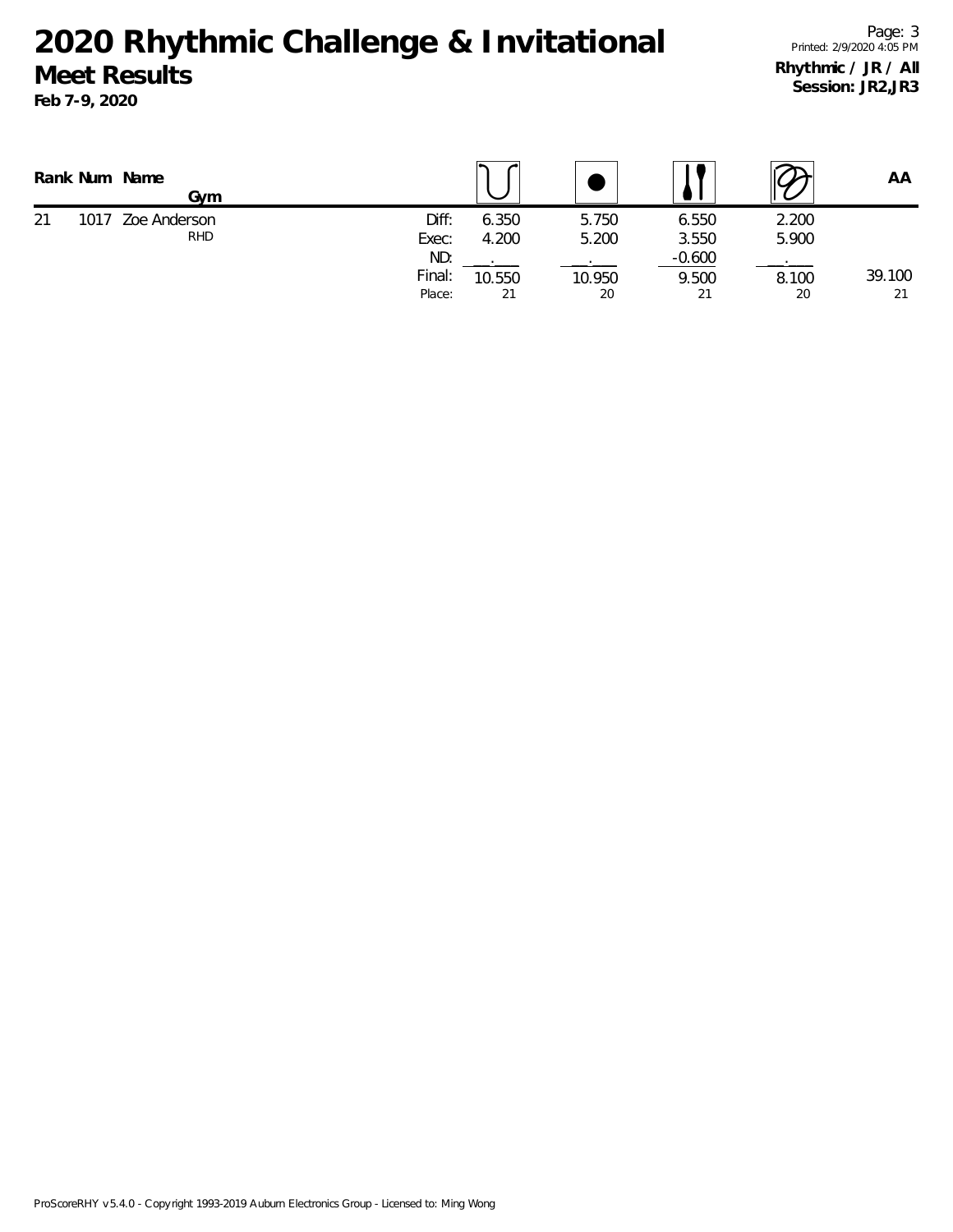# 2020 Rhythmic Challenge & Invitational

## Meet Results

**Feb 7-9, 2020**

**Rhythmic / JR / All**
**Session: JR2,JR3**

| Rank | Num | Name / Gym | | Hoop | Ball | Clubs | Ribbon | AA |
|---|---|---|---|---|---|---|---|---|
| 21 | 1017 | Zoe Anderson | Diff: | 6.350 | 5.750 | 6.550 | 2.200 | |
| | | RHD | Exec: | 4.200 | 5.200 | 3.550 | 5.900 | |
| | | | ND: | __.___ | __.___ | -0.600 | __.___ | |
| | | | Final: | 10.550 | 10.950 | 9.500 | 8.100 | 39.100 |
| | | | Place: | 21 | 20 | 21 | 20 | 21 |

ProScoreRHY v5.4.0 - Copyright 1993-2019 Auburn Electronics Group - Licensed to: Ming Wong